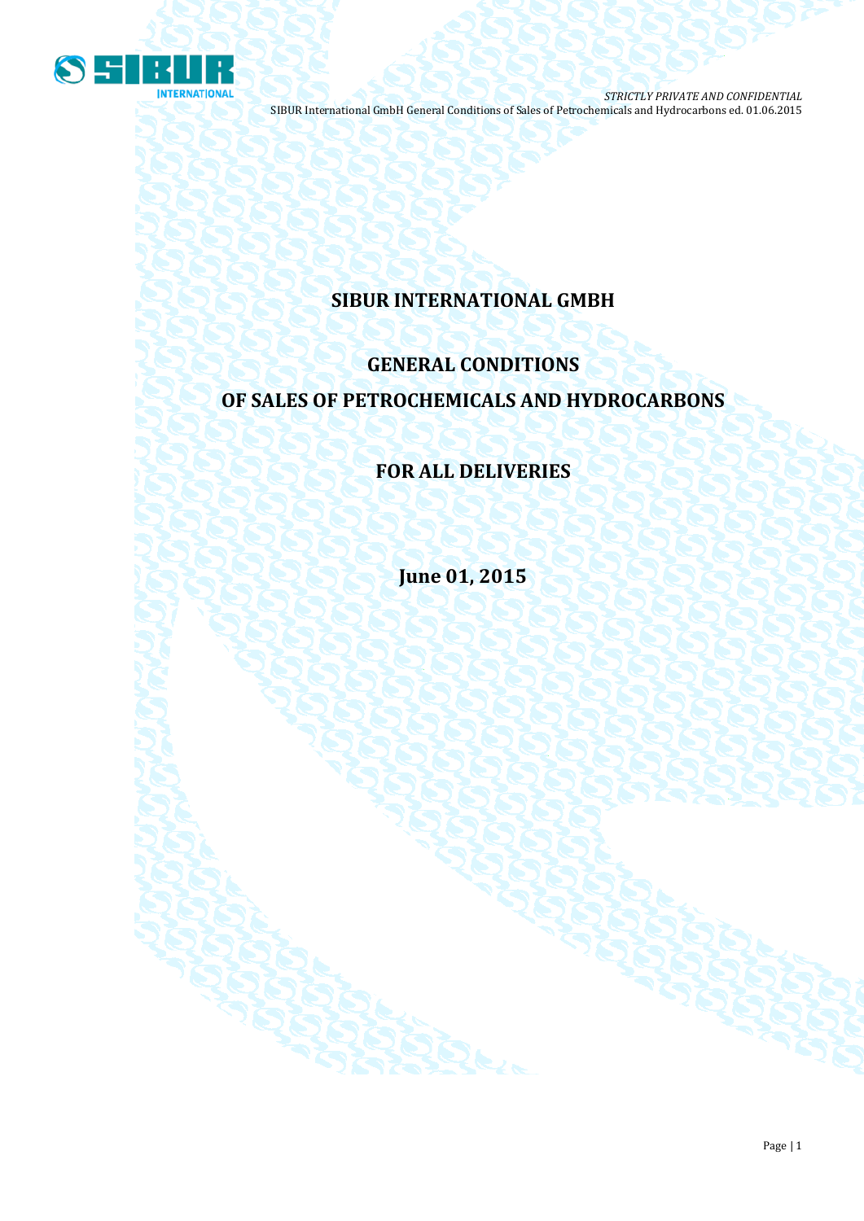# SIBUR INTERNATIONAL GMBH

## GENERAL CONDITIONS

## OF SALES OF PETROCHEMICALS AND HYDROCARBONS

## FOR ALL DELIVERIES

## June 01, 2015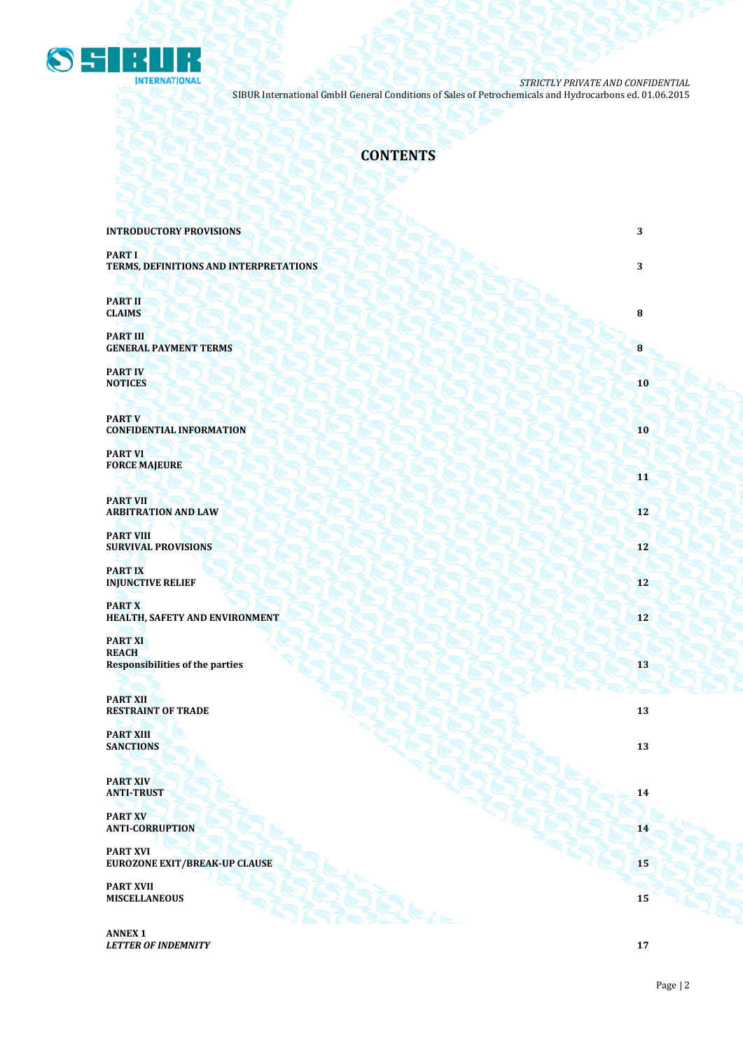# CONTENTS

| | |
|---|---|
| **INTRODUCTORY PROVISIONS** | **3** |
| **PART I**<br>**TERMS, DEFINITIONS AND INTERPRETATIONS** | **3** |
| **PART II**<br>**CLAIMS** | **8** |
| **PART III**<br>**GENERAL PAYMENT TERMS** | **8** |
| **PART IV**<br>**NOTICES** | **10** |
| **PART V**<br>**CONFIDENTIAL INFORMATION** | **10** |
| **PART VI**<br>**FORCE MAJEURE** | **11** |
| **PART VII**<br>**ARBITRATION AND LAW** | **12** |
| **PART VIII**<br>**SURVIVAL PROVISIONS** | **12** |
| **PART IX**<br>**INJUNCTIVE RELIEF** | **12** |
| **PART X**<br>**HEALTH, SAFETY AND ENVIRONMENT** | **12** |
| **PART XI**<br>**REACH**<br>**Responsibilities of the parties** | **13** |
| **PART XII**<br>**RESTRAINT OF TRADE** | **13** |
| **PART XIII**<br>**SANCTIONS** | **13** |
| **PART XIV**<br>**ANTI-TRUST** | **14** |
| **PART XV**<br>**ANTI-CORRUPTION** | **14** |
| **PART XVI**<br>**EUROZONE EXIT/BREAK-UP CLAUSE** | **15** |
| **PART XVII**<br>**MISCELLANEOUS** | **15** |
| **ANNEX 1**<br>***LETTER OF INDEMNITY*** | **17** |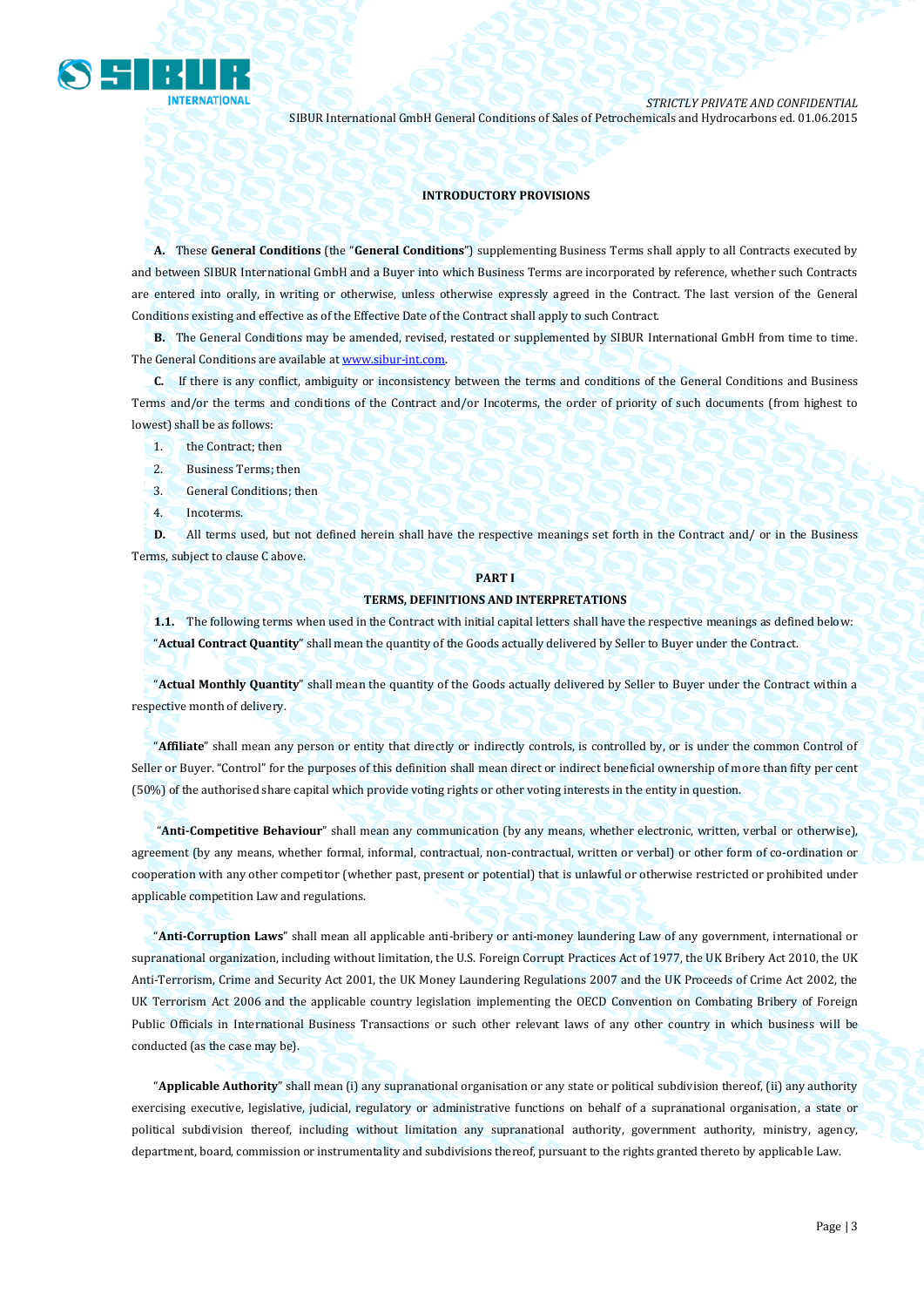**INTRODUCTORY PROVISIONS**

**A.** These **General Conditions** (the "**General Conditions**") supplementing Business Terms shall apply to all Contracts executed by and between SIBUR International GmbH and a Buyer into which Business Terms are incorporated by reference, whether such Contracts are entered into orally, in writing or otherwise, unless otherwise expressly agreed in the Contract. The last version of the General Conditions existing and effective as of the Effective Date of the Contract shall apply to such Contract.

**B.** The General Conditions may be amended, revised, restated or supplemented by SIBUR International GmbH from time to time. The General Conditions are available at www.sibur-int.com.

**C.** If there is any conflict, ambiguity or inconsistency between the terms and conditions of the General Conditions and Business Terms and/or the terms and conditions of the Contract and/or Incoterms, the order of priority of such documents (from highest to lowest) shall be as follows:

1. the Contract; then
2. Business Terms; then
3. General Conditions; then
4. Incoterms.

**D.** All terms used, but not defined herein shall have the respective meanings set forth in the Contract and/ or in the Business Terms, subject to clause C above.

**PART I**

**TERMS, DEFINITIONS AND INTERPRETATIONS**

**1.1.** The following terms when used in the Contract with initial capital letters shall have the respective meanings as defined below:

"**Actual Contract Quantity**" shall mean the quantity of the Goods actually delivered by Seller to Buyer under the Contract.

"**Actual Monthly Quantity**" shall mean the quantity of the Goods actually delivered by Seller to Buyer under the Contract within a respective month of delivery.

"**Affiliate**" shall mean any person or entity that directly or indirectly controls, is controlled by, or is under the common Control of Seller or Buyer. "Control" for the purposes of this definition shall mean direct or indirect beneficial ownership of more than fifty per cent (50%) of the authorised share capital which provide voting rights or other voting interests in the entity in question.

"**Anti-Competitive Behaviour**" shall mean any communication (by any means, whether electronic, written, verbal or otherwise), agreement (by any means, whether formal, informal, contractual, non-contractual, written or verbal) or other form of co-ordination or cooperation with any other competitor (whether past, present or potential) that is unlawful or otherwise restricted or prohibited under applicable competition Law and regulations.

"**Anti-Corruption Laws**" shall mean all applicable anti-bribery or anti-money laundering Law of any government, international or supranational organization, including without limitation, the U.S. Foreign Corrupt Practices Act of 1977, the UK Bribery Act 2010, the UK Anti-Terrorism, Crime and Security Act 2001, the UK Money Laundering Regulations 2007 and the UK Proceeds of Crime Act 2002, the UK Terrorism Act 2006 and the applicable country legislation implementing the OECD Convention on Combating Bribery of Foreign Public Officials in International Business Transactions or such other relevant laws of any other country in which business will be conducted (as the case may be).

"**Applicable Authority**" shall mean (i) any supranational organisation or any state or political subdivision thereof, (ii) any authority exercising executive, legislative, judicial, regulatory or administrative functions on behalf of a supranational organisation, a state or political subdivision thereof, including without limitation any supranational authority, government authority, ministry, agency, department, board, commission or instrumentality and subdivisions thereof, pursuant to the rights granted thereto by applicable Law.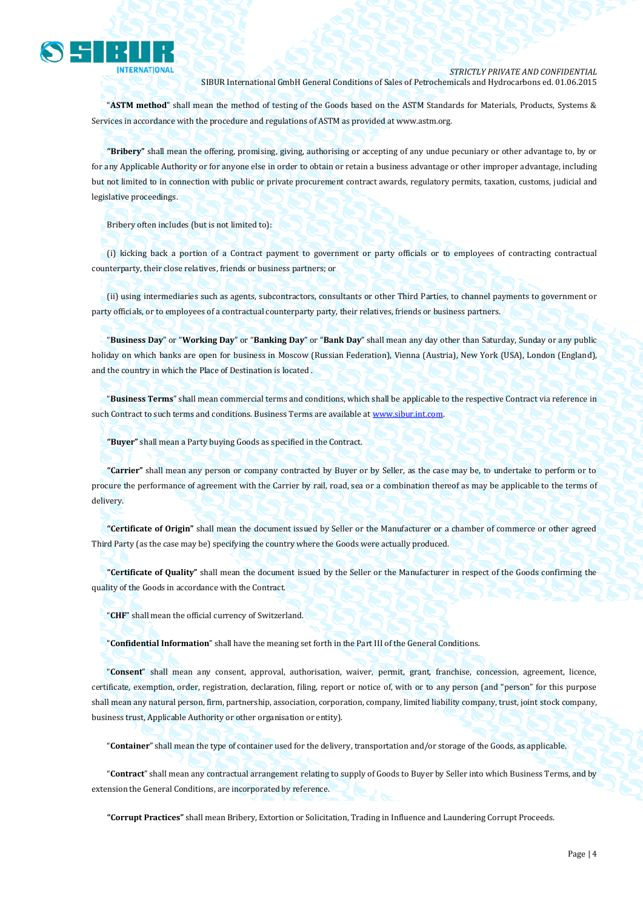"**ASTM method**" shall mean the method of testing of the Goods based on the ASTM Standards for Materials, Products, Systems & Services in accordance with the procedure and regulations of ASTM as provided at www.astm.org.

**"Bribery"** shall mean the offering, promising, giving, authorising or accepting of any undue pecuniary or other advantage to, by or for any Applicable Authority or for anyone else in order to obtain or retain a business advantage or other improper advantage, including but not limited to in connection with public or private procurement contract awards, regulatory permits, taxation, customs, judicial and legislative proceedings.

Bribery often includes (but is not limited to):

(i) kicking back a portion of a Contract payment to government or party officials or to employees of contracting contractual counterparty, their close relatives, friends or business partners; or

(ii) using intermediaries such as agents, subcontractors, consultants or other Third Parties, to channel payments to government or party officials, or to employees of a contractual counterparty party, their relatives, friends or business partners.

"**Business Day**" or "**Working Day**" or "**Banking Day**" or "**Bank Day**" shall mean any day other than Saturday, Sunday or any public holiday on which banks are open for business in Moscow (Russian Federation), Vienna (Austria), New York (USA), London (England), and the country in which the Place of Destination is located .

"**Business Terms**" shall mean commercial terms and conditions, which shall be applicable to the respective Contract via reference in such Contract to such terms and conditions. Business Terms are available at www.sibur.int.com.

**"Buyer"** shall mean a Party buying Goods as specified in the Contract.

**"Carrier"** shall mean any person or company contracted by Buyer or by Seller, as the case may be, to undertake to perform or to procure the performance of agreement with the Carrier by rail, road, sea or a combination thereof as may be applicable to the terms of delivery.

**"Certificate of Origin"** shall mean the document issued by Seller or the Manufacturer or a chamber of commerce or other agreed Third Party (as the case may be) specifying the country where the Goods were actually produced.

**"Certificate of Quality"** shall mean the document issued by the Seller or the Manufacturer in respect of the Goods confirming the quality of the Goods in accordance with the Contract.

"**CHF**" shall mean the official currency of Switzerland.

"**Confidential Information**" shall have the meaning set forth in the Part III of the General Conditions.

"**Consent**" shall mean any consent, approval, authorisation, waiver, permit, grant, franchise, concession, agreement, licence, certificate, exemption, order, registration, declaration, filing, report or notice of, with or to any person (and "person" for this purpose shall mean any natural person, firm, partnership, association, corporation, company, limited liability company, trust, joint stock company, business trust, Applicable Authority or other organisation or entity).

"**Container**" shall mean the type of container used for the delivery, transportation and/or storage of the Goods, as applicable.

"**Contract**" shall mean any contractual arrangement relating to supply of Goods to Buyer by Seller into which Business Terms, and by extension the General Conditions, are incorporated by reference.

**"Corrupt Practices"** shall mean Bribery, Extortion or Solicitation, Trading in Influence and Laundering Corrupt Proceeds.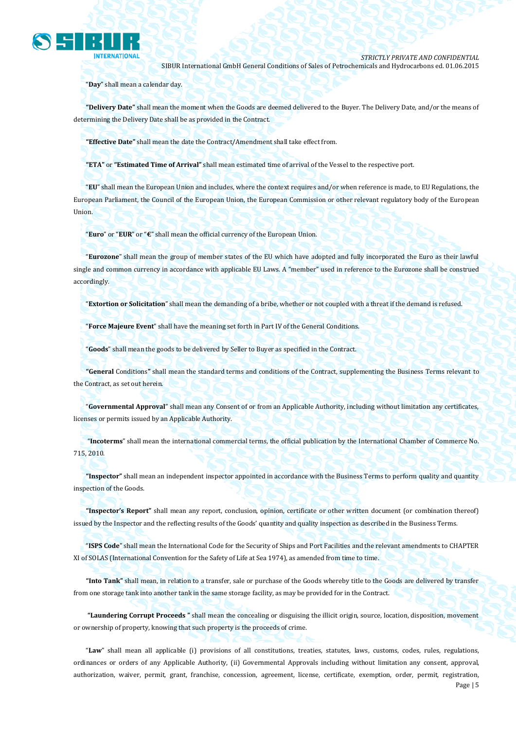"**Day**" shall mean a calendar day.

**"Delivery Date"** shall mean the moment when the Goods are deemed delivered to the Buyer. The Delivery Date, and/or the means of determining the Delivery Date shall be as provided in the Contract.

**"Effective Date"** shall mean the date the Contract/Amendment shall take effect from.

**"ETA"** or **"Estimated Time of Arrival"** shall mean estimated time of arrival of the Vessel to the respective port.

"**EU**" shall mean the European Union and includes, where the context requires and/or when reference is made, to EU Regulations, the European Parliament, the Council of the European Union, the European Commission or other relevant regulatory body of the European Union.

"**Euro**" or "**EUR**" or "**€**" shall mean the official currency of the European Union.

"**Eurozone**" shall mean the group of member states of the EU which have adopted and fully incorporated the Euro as their lawful single and common currency in accordance with applicable EU Laws. A "member" used in reference to the Eurozone shall be construed accordingly.

"**Extortion or Solicitation**" shall mean the demanding of a bribe, whether or not coupled with a threat if the demand is refused.

"**Force Majeure Event**" shall have the meaning set forth in Part IV of the General Conditions.

"**Goods**" shall mean the goods to be delivered by Seller to Buyer as specified in the Contract.

**"General** Conditions**"** shall mean the standard terms and conditions of the Contract, supplementing the Business Terms relevant to the Contract, as set out herein.

"**Governmental Approval**" shall mean any Consent of or from an Applicable Authority, including without limitation any certificates, licenses or permits issued by an Applicable Authority.

"**Incoterms**" shall mean the international commercial terms, the official publication by the International Chamber of Commerce No. 715, 2010.

**"Inspector"** shall mean an independent inspector appointed in accordance with the Business Terms to perform quality and quantity inspection of the Goods.

**"Inspector's Report"** shall mean any report, conclusion, opinion, certificate or other written document (or combination thereof) issued by the Inspector and the reflecting results of the Goods' quantity and quality inspection as described in the Business Terms.

"**ISPS Code**" shall mean the International Code for the Security of Ships and Port Facilities and the relevant amendments to CHAPTER XI of SOLAS (International Convention for the Safety of Life at Sea 1974), as amended from time to time.

**"Into Tank"** shall mean, in relation to a transfer, sale or purchase of the Goods whereby title to the Goods are delivered by transfer from one storage tank into another tank in the same storage facility, as may be provided for in the Contract.

**"Laundering Corrupt Proceeds "** shall mean the concealing or disguising the illicit origin, source, location, disposition, movement or ownership of property, knowing that such property is the proceeds of crime.

"**Law**" shall mean all applicable (i) provisions of all constitutions, treaties, statutes, laws, customs, codes, rules, regulations, ordinances or orders of any Applicable Authority, (ii) Governmental Approvals including without limitation any consent, approval, authorization, waiver, permit, grant, franchise, concession, agreement, license, certificate, exemption, order, permit, registration,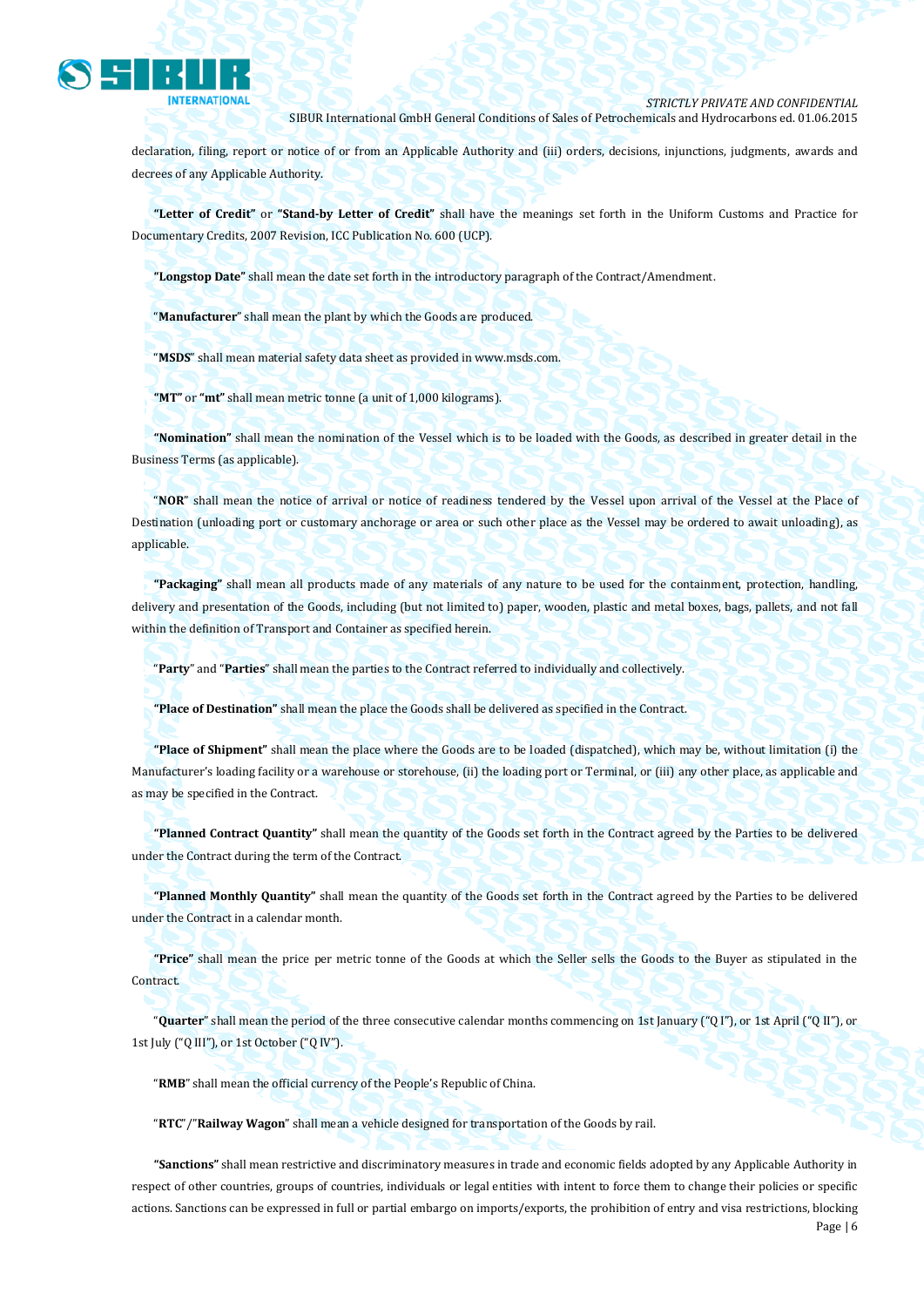declaration, filing, report or notice of or from an Applicable Authority and (iii) orders, decisions, injunctions, judgments, awards and decrees of any Applicable Authority.

**"Letter of Credit"** or **"Stand-by Letter of Credit"** shall have the meanings set forth in the Uniform Customs and Practice for Documentary Credits, 2007 Revision, ICC Publication No. 600 (UCP).

**"Longstop Date"** shall mean the date set forth in the introductory paragraph of the Contract/Amendment.

"**Manufacturer**" shall mean the plant by which the Goods are produced.

"**MSDS**" shall mean material safety data sheet as provided in www.msds.com.

**"MT"** or **"mt"** shall mean metric tonne (a unit of 1,000 kilograms).

**"Nomination"** shall mean the nomination of the Vessel which is to be loaded with the Goods, as described in greater detail in the Business Terms (as applicable).

"**NOR**" shall mean the notice of arrival or notice of readiness tendered by the Vessel upon arrival of the Vessel at the Place of Destination (unloading port or customary anchorage or area or such other place as the Vessel may be ordered to await unloading), as applicable.

**"Packaging"** shall mean all products made of any materials of any nature to be used for the containment, protection, handling, delivery and presentation of the Goods, including (but not limited to) paper, wooden, plastic and metal boxes, bags, pallets, and not fall within the definition of Transport and Container as specified herein.

"**Party**" and "**Parties**" shall mean the parties to the Contract referred to individually and collectively.

**"Place of Destination"** shall mean the place the Goods shall be delivered as specified in the Contract.

**"Place of Shipment"** shall mean the place where the Goods are to be loaded (dispatched), which may be, without limitation (i) the Manufacturer's loading facility or a warehouse or storehouse, (ii) the loading port or Terminal, or (iii) any other place, as applicable and as may be specified in the Contract.

**"Planned Contract Quantity"** shall mean the quantity of the Goods set forth in the Contract agreed by the Parties to be delivered under the Contract during the term of the Contract.

**"Planned Monthly Quantity"** shall mean the quantity of the Goods set forth in the Contract agreed by the Parties to be delivered under the Contract in a calendar month.

**"Price"** shall mean the price per metric tonne of the Goods at which the Seller sells the Goods to the Buyer as stipulated in the Contract.

"**Quarter**" shall mean the period of the three consecutive calendar months commencing on 1st January ("Q I"), or 1st April ("Q II"), or 1st July ("Q III"), or 1st October ("Q IV").

"**RMB**" shall mean the official currency of the People's Republic of China.

"**RTC**"/"**Railway Wagon**" shall mean a vehicle designed for transportation of the Goods by rail.

**"Sanctions"** shall mean restrictive and discriminatory measures in trade and economic fields adopted by any Applicable Authority in respect of other countries, groups of countries, individuals or legal entities with intent to force them to change their policies or specific actions. Sanctions can be expressed in full or partial embargo on imports/exports, the prohibition of entry and visa restrictions, blocking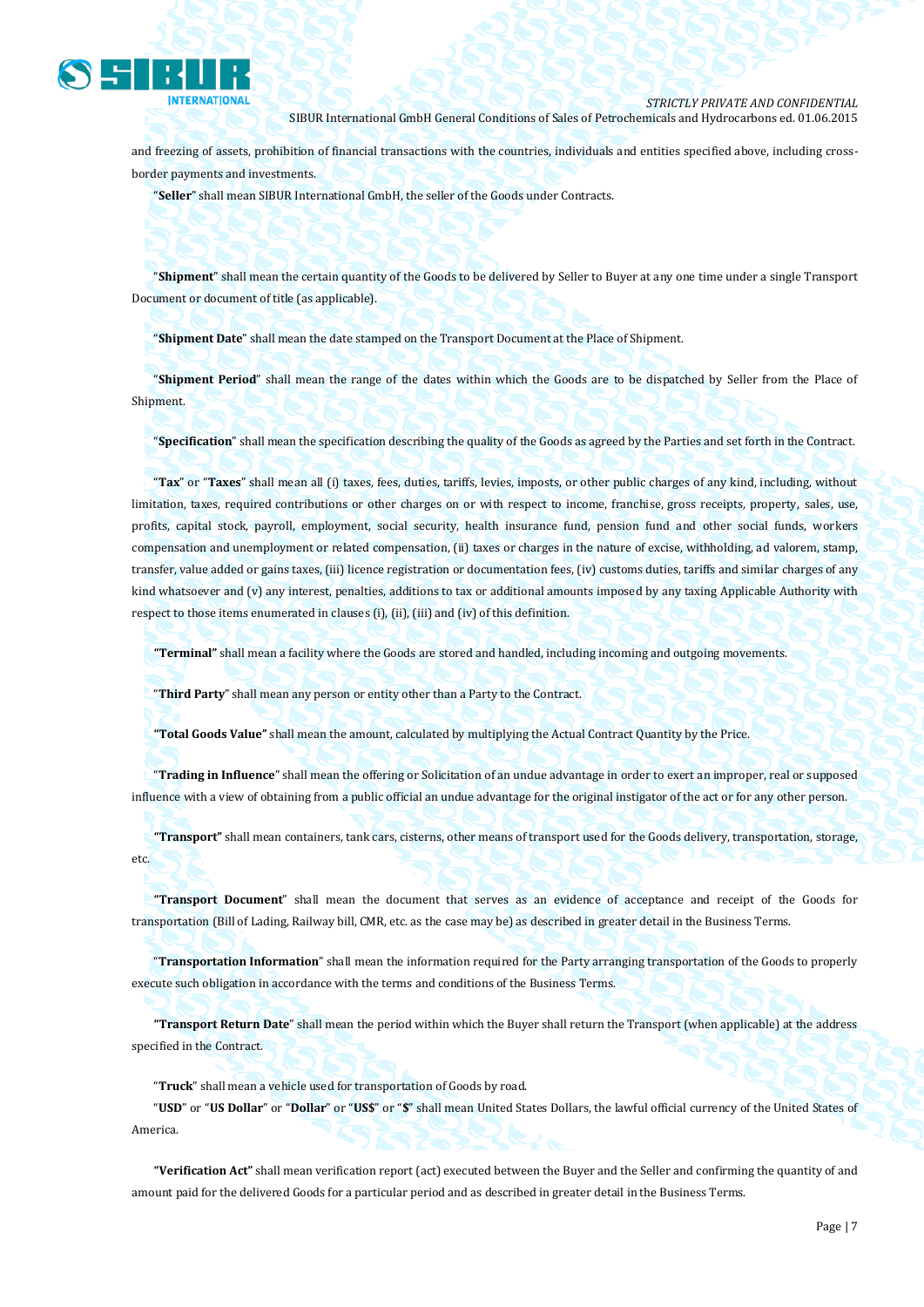and freezing of assets, prohibition of financial transactions with the countries, individuals and entities specified above, including cross-border payments and investments.

"**Seller**" shall mean SIBUR International GmbH, the seller of the Goods under Contracts.

"**Shipment**" shall mean the certain quantity of the Goods to be delivered by Seller to Buyer at any one time under a single Transport Document or document of title (as applicable).

"**Shipment Date**" shall mean the date stamped on the Transport Document at the Place of Shipment.

"**Shipment Period**" shall mean the range of the dates within which the Goods are to be dispatched by Seller from the Place of Shipment.

"**Specification**" shall mean the specification describing the quality of the Goods as agreed by the Parties and set forth in the Contract.

"**Tax**" or "**Taxes**" shall mean all (i) taxes, fees, duties, tariffs, levies, imposts, or other public charges of any kind, including, without limitation, taxes, required contributions or other charges on or with respect to income, franchise, gross receipts, property, sales, use, profits, capital stock, payroll, employment, social security, health insurance fund, pension fund and other social funds, workers compensation and unemployment or related compensation, (ii) taxes or charges in the nature of excise, withholding, ad valorem, stamp, transfer, value added or gains taxes, (iii) licence registration or documentation fees, (iv) customs duties, tariffs and similar charges of any kind whatsoever and (v) any interest, penalties, additions to tax or additional amounts imposed by any taxing Applicable Authority with respect to those items enumerated in clauses (i), (ii), (iii) and (iv) of this definition.

**"Terminal"** shall mean a facility where the Goods are stored and handled, including incoming and outgoing movements.

"**Third Party**" shall mean any person or entity other than a Party to the Contract.

**"Total Goods Value"** shall mean the amount, calculated by multiplying the Actual Contract Quantity by the Price.

"**Trading in Influence**" shall mean the offering or Solicitation of an undue advantage in order to exert an improper, real or supposed influence with a view of obtaining from a public official an undue advantage for the original instigator of the act or for any other person.

**"Transport"** shall mean containers, tank cars, cisterns, other means of transport used for the Goods delivery, transportation, storage, etc.

**"Transport Document**" shall mean the document that serves as an evidence of acceptance and receipt of the Goods for transportation (Bill of Lading, Railway bill, CMR, etc. as the case may be) as described in greater detail in the Business Terms.

"**Transportation Information**" shall mean the information required for the Party arranging transportation of the Goods to properly execute such obligation in accordance with the terms and conditions of the Business Terms.

**"Transport Return Date**" shall mean the period within which the Buyer shall return the Transport (when applicable) at the address specified in the Contract.

"**Truck**" shall mean a vehicle used for transportation of Goods by road.

"**USD**" or "**US Dollar**" or "**Dollar**" or "**US$**" or "**$**" shall mean United States Dollars, the lawful official currency of the United States of America.

**"Verification Act"** shall mean verification report (act) executed between the Buyer and the Seller and confirming the quantity of and amount paid for the delivered Goods for a particular period and as described in greater detail in the Business Terms.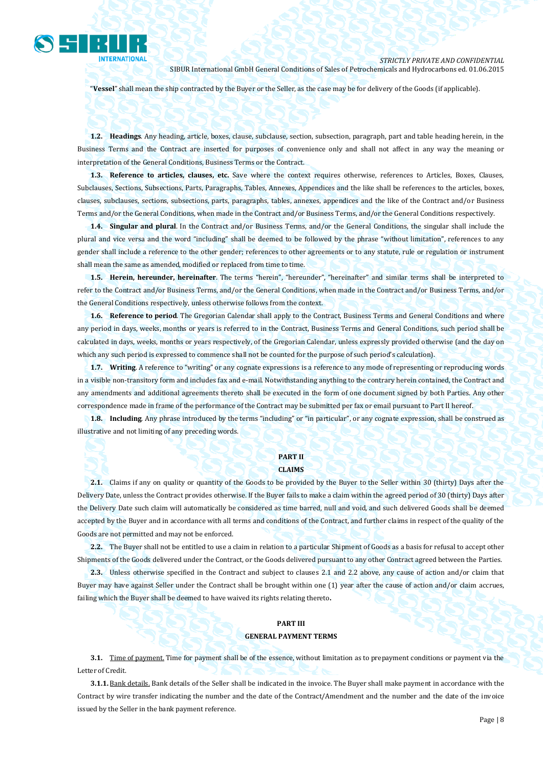"**Vessel**" shall mean the ship contracted by the Buyer or the Seller, as the case may be for delivery of the Goods (if applicable).

**1.2. Headings**. Any heading, article, boxes, clause, subclause, section, subsection, paragraph, part and table heading herein, in the Business Terms and the Contract are inserted for purposes of convenience only and shall not affect in any way the meaning or interpretation of the General Conditions, Business Terms or the Contract.

**1.3. Reference to articles, clauses, etc.** Save where the context requires otherwise, references to Articles, Boxes, Clauses, Subclauses, Sections, Subsections, Parts, Paragraphs, Tables, Annexes, Appendices and the like shall be references to the articles, boxes, clauses, subclauses, sections, subsections, parts, paragraphs, tables, annexes, appendices and the like of the Contract and/or Business Terms and/or the General Conditions, when made in the Contract and/or Business Terms, and/or the General Conditions respectively.

**1.4. Singular and plural**. In the Contract and/or Business Terms, and/or the General Conditions, the singular shall include the plural and vice versa and the word "including" shall be deemed to be followed by the phrase "without limitation", references to any gender shall include a reference to the other gender; references to other agreements or to any statute, rule or regulation or instrument shall mean the same as amended, modified or replaced from time to time.

**1.5. Herein, hereunder, hereinafter**. The terms "herein", "hereunder", "hereinafter" and similar terms shall be interpreted to refer to the Contract and/or Business Terms, and/or the General Conditions, when made in the Contract and/or Business Terms, and/or the General Conditions respectively, unless otherwise follows from the context.

**1.6. Reference to period**. The Gregorian Calendar shall apply to the Contract, Business Terms and General Conditions and where any period in days, weeks, months or years is referred to in the Contract, Business Terms and General Conditions, such period shall be calculated in days, weeks, months or years respectively, of the Gregorian Calendar, unless expressly provided otherwise (and the day on which any such period is expressed to commence shall not be counted for the purpose of such period's calculation).

**1.7. Writing**. A reference to "writing" or any cognate expressions is a reference to any mode of representing or reproducing words in a visible non-transitory form and includes fax and e-mail. Notwithstanding anything to the contrary herein contained, the Contract and any amendments and additional agreements thereto shall be executed in the form of one document signed by both Parties. Any other correspondence made in frame of the performance of the Contract may be submitted per fax or email pursuant to Part II hereof.

**1.8. Including**. Any phrase introduced by the terms "including" or "in particular", or any cognate expression, shall be construed as illustrative and not limiting of any preceding words.

## PART II
## CLAIMS

**2.1.** Claims if any on quality or quantity of the Goods to be provided by the Buyer to the Seller within 30 (thirty) Days after the Delivery Date, unless the Contract provides otherwise. If the Buyer fails to make a claim within the agreed period of 30 (thirty) Days after the Delivery Date such claim will automatically be considered as time barred, null and void, and such delivered Goods shall be deemed accepted by the Buyer and in accordance with all terms and conditions of the Contract, and further claims in respect of the quality of the Goods are not permitted and may not be enforced.

**2.2.** The Buyer shall not be entitled to use a claim in relation to a particular Shipment of Goods as a basis for refusal to accept other Shipments of the Goods delivered under the Contract, or the Goods delivered pursuant to any other Contract agreed between the Parties.

**2.3.** Unless otherwise specified in the Contract and subject to clauses 2.1 and 2.2 above, any cause of action and/or claim that Buyer may have against Seller under the Contract shall be brought within one (1) year after the cause of action and/or claim accrues, failing which the Buyer shall be deemed to have waived its rights relating thereto**.**

## PART III
## GENERAL PAYMENT TERMS

**3.1.** Time of payment. Time for payment shall be of the essence, without limitation as to prepayment conditions or payment via the Letter of Credit.

**3.1.1.** Bank details. Bank details of the Seller shall be indicated in the invoice. The Buyer shall make payment in accordance with the Contract by wire transfer indicating the number and the date of the Contract/Amendment and the number and the date of the invoice issued by the Seller in the bank payment reference.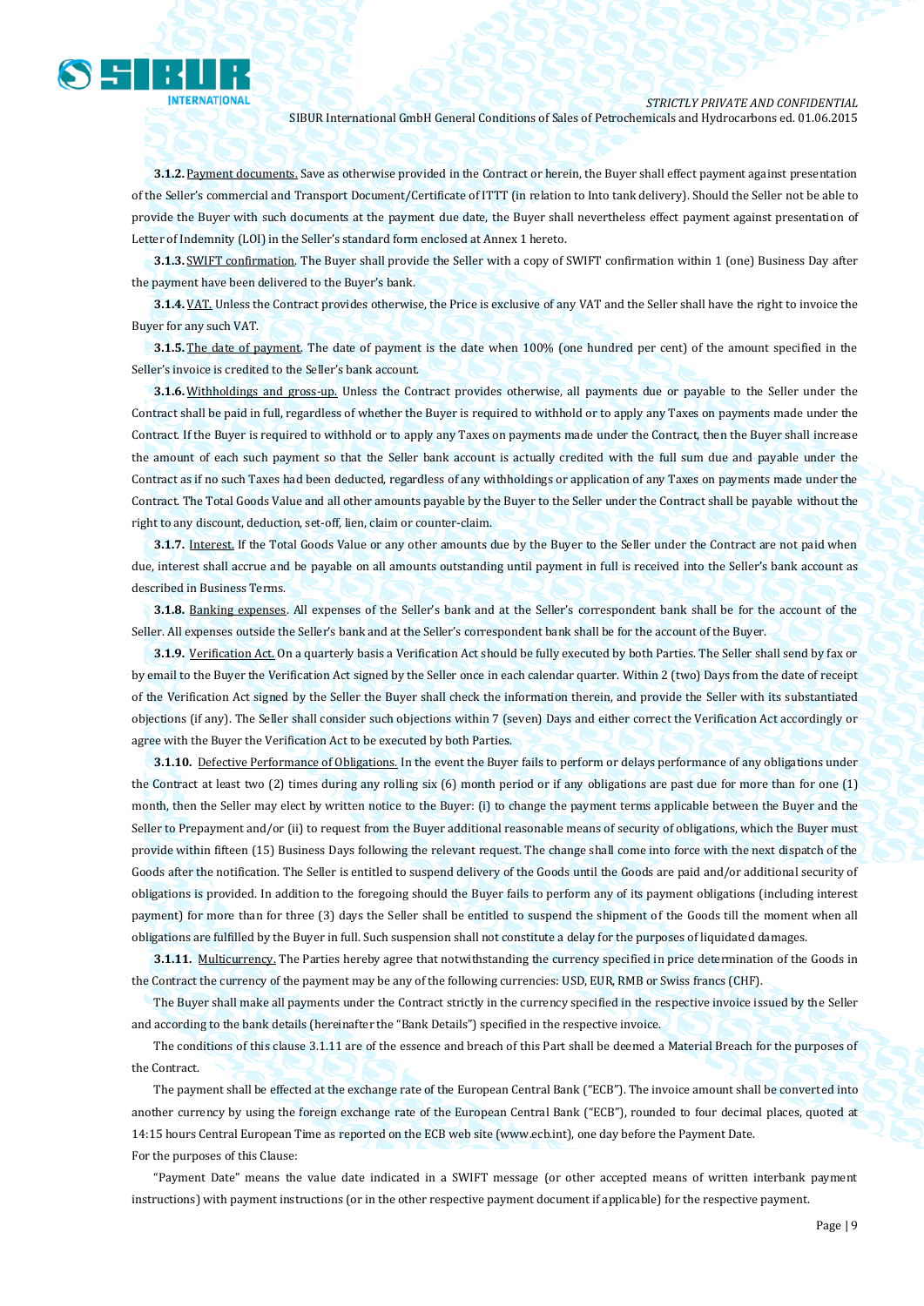**3.1.2.** Payment documents. Save as otherwise provided in the Contract or herein, the Buyer shall effect payment against presentation of the Seller's commercial and Transport Document/Certificate of ITTT (in relation to Into tank delivery). Should the Seller not be able to provide the Buyer with such documents at the payment due date, the Buyer shall nevertheless effect payment against presentation of Letter of Indemnity (LOI) in the Seller's standard form enclosed at Annex 1 hereto.

**3.1.3.** SWIFT confirmation. The Buyer shall provide the Seller with a copy of SWIFT confirmation within 1 (one) Business Day after the payment have been delivered to the Buyer's bank.

**3.1.4.** VAT. Unless the Contract provides otherwise, the Price is exclusive of any VAT and the Seller shall have the right to invoice the Buyer for any such VAT.

**3.1.5.** The date of payment. The date of payment is the date when 100% (one hundred per cent) of the amount specified in the Seller's invoice is credited to the Seller's bank account.

**3.1.6.** Withholdings and gross-up. Unless the Contract provides otherwise, all payments due or payable to the Seller under the Contract shall be paid in full, regardless of whether the Buyer is required to withhold or to apply any Taxes on payments made under the Contract. If the Buyer is required to withhold or to apply any Taxes on payments made under the Contract, then the Buyer shall increase the amount of each such payment so that the Seller bank account is actually credited with the full sum due and payable under the Contract as if no such Taxes had been deducted, regardless of any withholdings or application of any Taxes on payments made under the Contract. The Total Goods Value and all other amounts payable by the Buyer to the Seller under the Contract shall be payable without the right to any discount, deduction, set-off, lien, claim or counter-claim.

**3.1.7.** Interest. If the Total Goods Value or any other amounts due by the Buyer to the Seller under the Contract are not paid when due, interest shall accrue and be payable on all amounts outstanding until payment in full is received into the Seller's bank account as described in Business Terms.

**3.1.8.** Banking expenses. All expenses of the Seller's bank and at the Seller's correspondent bank shall be for the account of the Seller. All expenses outside the Seller's bank and at the Seller's correspondent bank shall be for the account of the Buyer.

**3.1.9.** Verification Act. On a quarterly basis a Verification Act should be fully executed by both Parties. The Seller shall send by fax or by email to the Buyer the Verification Act signed by the Seller once in each calendar quarter. Within 2 (two) Days from the date of receipt of the Verification Act signed by the Seller the Buyer shall check the information therein, and provide the Seller with its substantiated objections (if any). The Seller shall consider such objections within 7 (seven) Days and either correct the Verification Act accordingly or agree with the Buyer the Verification Act to be executed by both Parties.

**3.1.10.** Defective Performance of Obligations. In the event the Buyer fails to perform or delays performance of any obligations under the Contract at least two (2) times during any rolling six (6) month period or if any obligations are past due for more than for one (1) month, then the Seller may elect by written notice to the Buyer: (i) to change the payment terms applicable between the Buyer and the Seller to Prepayment and/or (ii) to request from the Buyer additional reasonable means of security of obligations, which the Buyer must provide within fifteen (15) Business Days following the relevant request. The change shall come into force with the next dispatch of the Goods after the notification. The Seller is entitled to suspend delivery of the Goods until the Goods are paid and/or additional security of obligations is provided. In addition to the foregoing should the Buyer fails to perform any of its payment obligations (including interest payment) for more than for three (3) days the Seller shall be entitled to suspend the shipment of the Goods till the moment when all obligations are fulfilled by the Buyer in full. Such suspension shall not constitute a delay for the purposes of liquidated damages.

**3.1.11.** Multicurrency. The Parties hereby agree that notwithstanding the currency specified in price determination of the Goods in the Contract the currency of the payment may be any of the following currencies: USD, EUR, RMB or Swiss francs (CHF).

The Buyer shall make all payments under the Contract strictly in the currency specified in the respective invoice issued by the Seller and according to the bank details (hereinafter the "Bank Details") specified in the respective invoice.

The conditions of this clause 3.1.11 are of the essence and breach of this Part shall be deemed a Material Breach for the purposes of the Contract.

The payment shall be effected at the exchange rate of the European Central Bank ("ECB"). The invoice amount shall be converted into another currency by using the foreign exchange rate of the European Central Bank ("ECB"), rounded to four decimal places, quoted at 14:15 hours Central European Time as reported on the ECB web site (www.ecb.int), one day before the Payment Date.

For the purposes of this Clause:

"Payment Date" means the value date indicated in a SWIFT message (or other accepted means of written interbank payment instructions) with payment instructions (or in the other respective payment document if applicable) for the respective payment.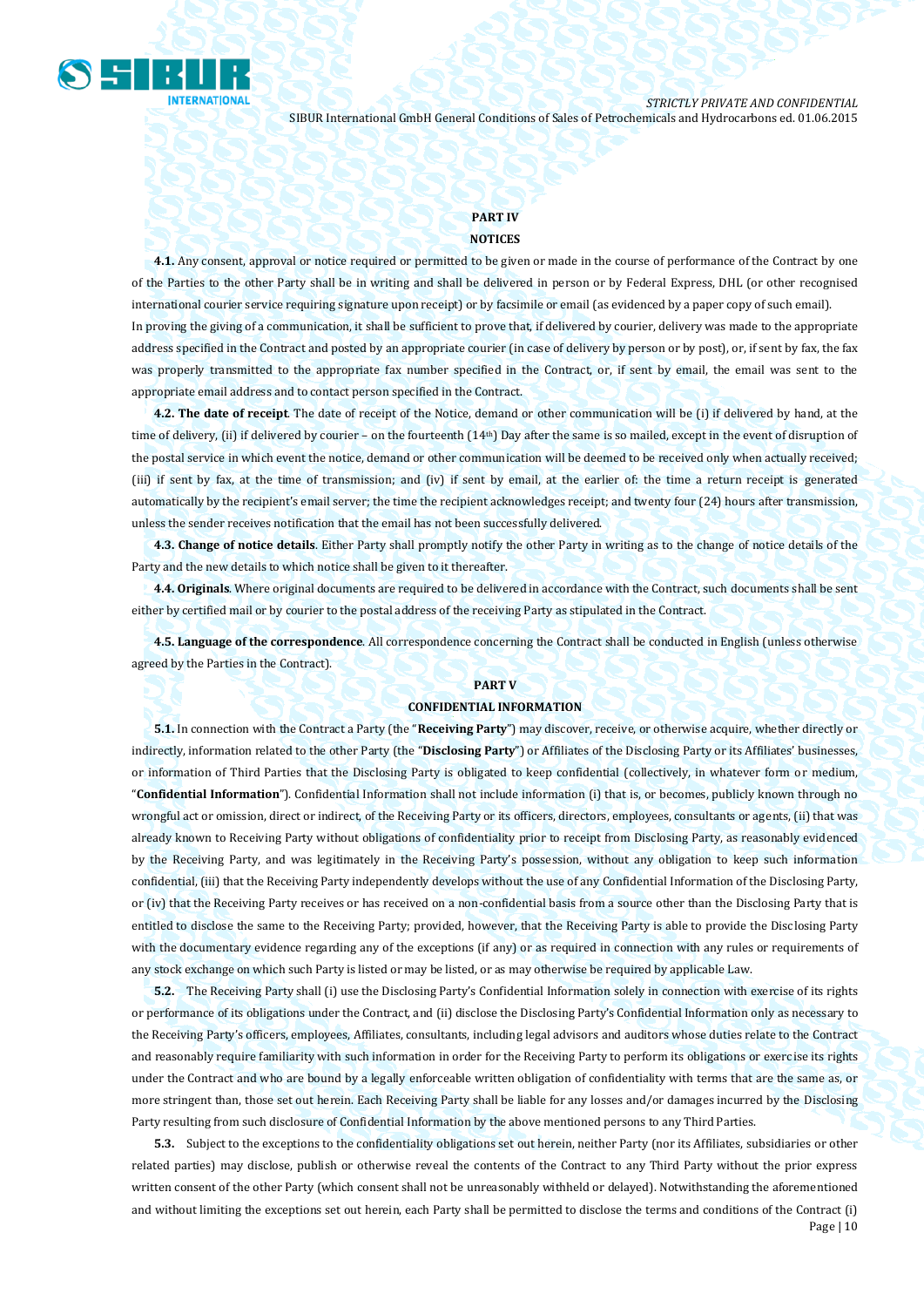## PART IV

## NOTICES

**4.1.** Any consent, approval or notice required or permitted to be given or made in the course of performance of the Contract by one of the Parties to the other Party shall be in writing and shall be delivered in person or by Federal Express, DHL (or other recognised international courier service requiring signature upon receipt) or by facsimile or email (as evidenced by a paper copy of such email).
In proving the giving of a communication, it shall be sufficient to prove that, if delivered by courier, delivery was made to the appropriate address specified in the Contract and posted by an appropriate courier (in case of delivery by person or by post), or, if sent by fax, the fax was properly transmitted to the appropriate fax number specified in the Contract, or, if sent by email, the email was sent to the appropriate email address and to contact person specified in the Contract.

**4.2. The date of receipt**. The date of receipt of the Notice, demand or other communication will be (i) if delivered by hand, at the time of delivery, (ii) if delivered by courier – on the fourteenth (14th) Day after the same is so mailed, except in the event of disruption of the postal service in which event the notice, demand or other communication will be deemed to be received only when actually received; (iii) if sent by fax, at the time of transmission; and (iv) if sent by email, at the earlier of: the time a return receipt is generated automatically by the recipient's email server; the time the recipient acknowledges receipt; and twenty four (24) hours after transmission, unless the sender receives notification that the email has not been successfully delivered.

**4.3. Change of notice details**. Either Party shall promptly notify the other Party in writing as to the change of notice details of the Party and the new details to which notice shall be given to it thereafter.

**4.4. Originals**. Where original documents are required to be delivered in accordance with the Contract, such documents shall be sent either by certified mail or by courier to the postal address of the receiving Party as stipulated in the Contract.

**4.5. Language of the correspondence**. All correspondence concerning the Contract shall be conducted in English (unless otherwise agreed by the Parties in the Contract).

## PART V

## CONFIDENTIAL INFORMATION

**5.1.** In connection with the Contract a Party (the "**Receiving Party**") may discover, receive, or otherwise acquire, whether directly or indirectly, information related to the other Party (the "**Disclosing Party**") or Affiliates of the Disclosing Party or its Affiliates' businesses, or information of Third Parties that the Disclosing Party is obligated to keep confidential (collectively, in whatever form or medium, "**Confidential Information**"). Confidential Information shall not include information (i) that is, or becomes, publicly known through no wrongful act or omission, direct or indirect, of the Receiving Party or its officers, directors, employees, consultants or agents, (ii) that was already known to Receiving Party without obligations of confidentiality prior to receipt from Disclosing Party, as reasonably evidenced by the Receiving Party, and was legitimately in the Receiving Party's possession, without any obligation to keep such information confidential, (iii) that the Receiving Party independently develops without the use of any Confidential Information of the Disclosing Party, or (iv) that the Receiving Party receives or has received on a non-confidential basis from a source other than the Disclosing Party that is entitled to disclose the same to the Receiving Party; provided, however, that the Receiving Party is able to provide the Disclosing Party with the documentary evidence regarding any of the exceptions (if any) or as required in connection with any rules or requirements of any stock exchange on which such Party is listed or may be listed, or as may otherwise be required by applicable Law.

**5.2.** The Receiving Party shall (i) use the Disclosing Party's Confidential Information solely in connection with exercise of its rights or performance of its obligations under the Contract, and (ii) disclose the Disclosing Party's Confidential Information only as necessary to the Receiving Party's officers, employees, Affiliates, consultants, including legal advisors and auditors whose duties relate to the Contract and reasonably require familiarity with such information in order for the Receiving Party to perform its obligations or exercise its rights under the Contract and who are bound by a legally enforceable written obligation of confidentiality with terms that are the same as, or more stringent than, those set out herein. Each Receiving Party shall be liable for any losses and/or damages incurred by the Disclosing Party resulting from such disclosure of Confidential Information by the above mentioned persons to any Third Parties.

**5.3.** Subject to the exceptions to the confidentiality obligations set out herein, neither Party (nor its Affiliates, subsidiaries or other related parties) may disclose, publish or otherwise reveal the contents of the Contract to any Third Party without the prior express written consent of the other Party (which consent shall not be unreasonably withheld or delayed). Notwithstanding the aforementioned and without limiting the exceptions set out herein, each Party shall be permitted to disclose the terms and conditions of the Contract (i)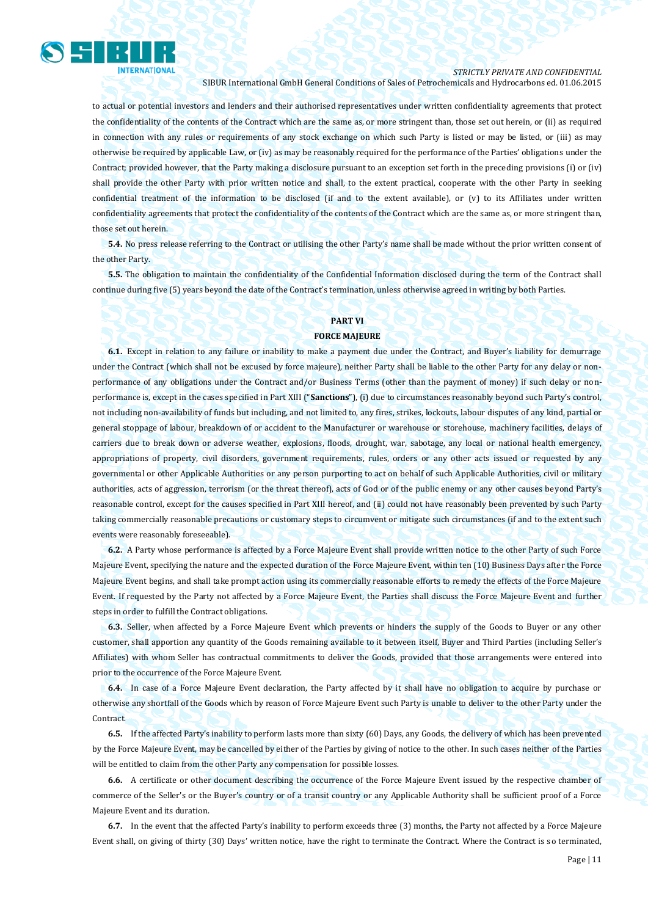to actual or potential investors and lenders and their authorised representatives under written confidentiality agreements that protect the confidentiality of the contents of the Contract which are the same as, or more stringent than, those set out herein, or (ii) as required in connection with any rules or requirements of any stock exchange on which such Party is listed or may be listed, or (iii) as may otherwise be required by applicable Law, or (iv) as may be reasonably required for the performance of the Parties' obligations under the Contract; provided however, that the Party making a disclosure pursuant to an exception set forth in the preceding provisions (i) or (iv) shall provide the other Party with prior written notice and shall, to the extent practical, cooperate with the other Party in seeking confidential treatment of the information to be disclosed (if and to the extent available), or (v) to its Affiliates under written confidentiality agreements that protect the confidentiality of the contents of the Contract which are the same as, or more stringent than, those set out herein.

**5.4.** No press release referring to the Contract or utilising the other Party's name shall be made without the prior written consent of the other Party.

**5.5.** The obligation to maintain the confidentiality of the Confidential Information disclosed during the term of the Contract shall continue during five (5) years beyond the date of the Contract's termination, unless otherwise agreed in writing by both Parties.

## PART VI

## FORCE MAJEURE

**6.1.** Except in relation to any failure or inability to make a payment due under the Contract, and Buyer's liability for demurrage under the Contract (which shall not be excused by force majeure), neither Party shall be liable to the other Party for any delay or non-performance of any obligations under the Contract and/or Business Terms (other than the payment of money) if such delay or non-performance is, except in the cases specified in Part XIII ("**Sanctions**"), (i) due to circumstances reasonably beyond such Party's control, not including non-availability of funds but including, and not limited to, any fires, strikes, lockouts, labour disputes of any kind, partial or general stoppage of labour, breakdown of or accident to the Manufacturer or warehouse or storehouse, machinery facilities, delays of carriers due to break down or adverse weather, explosions, floods, drought, war, sabotage, any local or national health emergency, appropriations of property, civil disorders, government requirements, rules, orders or any other acts issued or requested by any governmental or other Applicable Authorities or any person purporting to act on behalf of such Applicable Authorities, civil or military authorities, acts of aggression, terrorism (or the threat thereof), acts of God or of the public enemy or any other causes beyond Party's reasonable control, except for the causes specified in Part XIII hereof, and (ii) could not have reasonably been prevented by such Party taking commercially reasonable precautions or customary steps to circumvent or mitigate such circumstances (if and to the extent such events were reasonably foreseeable).

**6.2.** A Party whose performance is affected by a Force Majeure Event shall provide written notice to the other Party of such Force Majeure Event, specifying the nature and the expected duration of the Force Majeure Event, within ten (10) Business Days after the Force Majeure Event begins, and shall take prompt action using its commercially reasonable efforts to remedy the effects of the Force Majeure Event. If requested by the Party not affected by a Force Majeure Event, the Parties shall discuss the Force Majeure Event and further steps in order to fulfill the Contract obligations.

**6.3.** Seller, when affected by a Force Majeure Event which prevents or hinders the supply of the Goods to Buyer or any other customer, shall apportion any quantity of the Goods remaining available to it between itself, Buyer and Third Parties (including Seller's Affiliates) with whom Seller has contractual commitments to deliver the Goods, provided that those arrangements were entered into prior to the occurrence of the Force Majeure Event.

**6.4.** In case of a Force Majeure Event declaration, the Party affected by it shall have no obligation to acquire by purchase or otherwise any shortfall of the Goods which by reason of Force Majeure Event such Party is unable to deliver to the other Party under the Contract.

**6.5.** If the affected Party's inability to perform lasts more than sixty (60) Days, any Goods, the delivery of which has been prevented by the Force Majeure Event, may be cancelled by either of the Parties by giving of notice to the other. In such cases neither of the Parties will be entitled to claim from the other Party any compensation for possible losses.

**6.6.** A certificate or other document describing the occurrence of the Force Majeure Event issued by the respective chamber of commerce of the Seller's or the Buyer's country or of a transit country or any Applicable Authority shall be sufficient proof of a Force Majeure Event and its duration.

**6.7.** In the event that the affected Party's inability to perform exceeds three (3) months, the Party not affected by a Force Majeure Event shall, on giving of thirty (30) Days' written notice, have the right to terminate the Contract. Where the Contract is so terminated,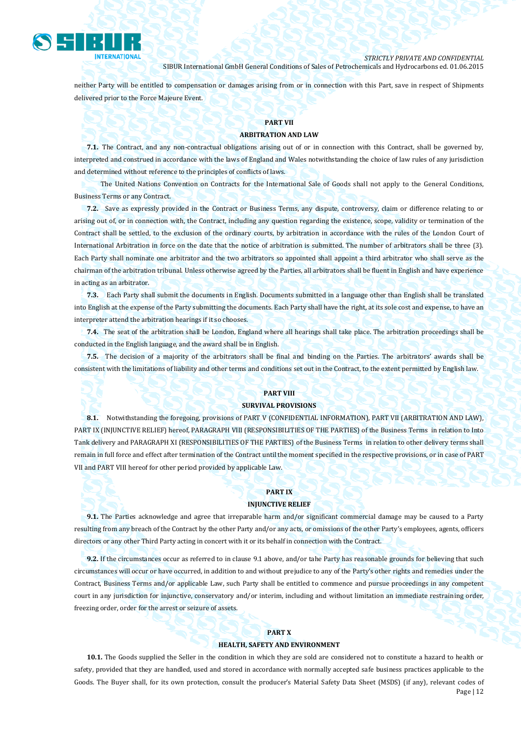neither Party will be entitled to compensation or damages arising from or in connection with this Part, save in respect of Shipments delivered prior to the Force Majeure Event.

## PART VII

## ARBITRATION AND LAW

**7.1.** The Contract, and any non-contractual obligations arising out of or in connection with this Contract, shall be governed by, interpreted and construed in accordance with the laws of England and Wales notwithstanding the choice of law rules of any jurisdiction and determined without reference to the principles of conflicts of laws.

The United Nations Convention on Contracts for the International Sale of Goods shall not apply to the General Conditions, Business Terms or any Contract.

**7.2.** Save as expressly provided in the Contract or Business Terms, any dispute, controversy, claim or difference relating to or arising out of, or in connection with, the Contract, including any question regarding the existence, scope, validity or termination of the Contract shall be settled, to the exclusion of the ordinary courts, by arbitration in accordance with the rules of the London Court of International Arbitration in force on the date that the notice of arbitration is submitted. The number of arbitrators shall be three (3). Each Party shall nominate one arbitrator and the two arbitrators so appointed shall appoint a third arbitrator who shall serve as the chairman of the arbitration tribunal. Unless otherwise agreed by the Parties, all arbitrators shall be fluent in English and have experience in acting as an arbitrator.

**7.3.** Each Party shall submit the documents in English. Documents submitted in a language other than English shall be translated into English at the expense of the Party submitting the documents. Each Party shall have the right, at its sole cost and expense, to have an interpreter attend the arbitration hearings if it so chooses.

**7.4.** The seat of the arbitration shall be London, England where all hearings shall take place. The arbitration proceedings shall be conducted in the English language, and the award shall be in English.

**7.5.** The decision of a majority of the arbitrators shall be final and binding on the Parties. The arbitrators' awards shall be consistent with the limitations of liability and other terms and conditions set out in the Contract, to the extent permitted by English law.

## PART VIII

## SURVIVAL PROVISIONS

**8.1.** Notwithstanding the foregoing, provisions of PART V (CONFIDENTIAL INFORMATION), PART VII (ARBITRATION AND LAW), PART IX (INJUNCTIVE RELIEF) hereof, PARAGRAPH VIII (RESPONSIBILITIES OF THE PARTIES) of the Business Terms in relation to Into Tank delivery and PARAGRAPH XI (RESPONSIBILITIES OF THE PARTIES) of the Business Terms in relation to other delivery terms shall remain in full force and effect after termination of the Contract until the moment specified in the respective provisions, or in case of PART VII and PART VIII hereof for other period provided by applicable Law.

## PART IX

## INJUNCTIVE RELIEF

**9.1.** The Parties acknowledge and agree that irreparable harm and/or significant commercial damage may be caused to a Party resulting from any breach of the Contract by the other Party and/or any acts, or omissions of the other Party's employees, agents, officers directors or any other Third Party acting in concert with it or its behalf in connection with the Contract.

**9.2.** If the circumstances occur as referred to in clause 9.1 above, and/or tahe Party has reasonable grounds for believing that such circumstances will occur or have occurred, in addition to and without prejudice to any of the Party's other rights and remedies under the Contract, Business Terms and/or applicable Law, such Party shall be entitled to commence and pursue proceedings in any competent court in any jurisdiction for injunctive, conservatory and/or interim, including and without limitation an immediate restraining order, freezing order, order for the arrest or seizure of assets.

## PART X

## HEALTH, SAFETY AND ENVIRONMENT

**10.1.** The Goods supplied the Seller in the condition in which they are sold are considered not to constitute a hazard to health or safety, provided that they are handled, used and stored in accordance with normally accepted safe business practices applicable to the Goods. The Buyer shall, for its own protection, consult the producer's Material Safety Data Sheet (MSDS) (if any), relevant codes of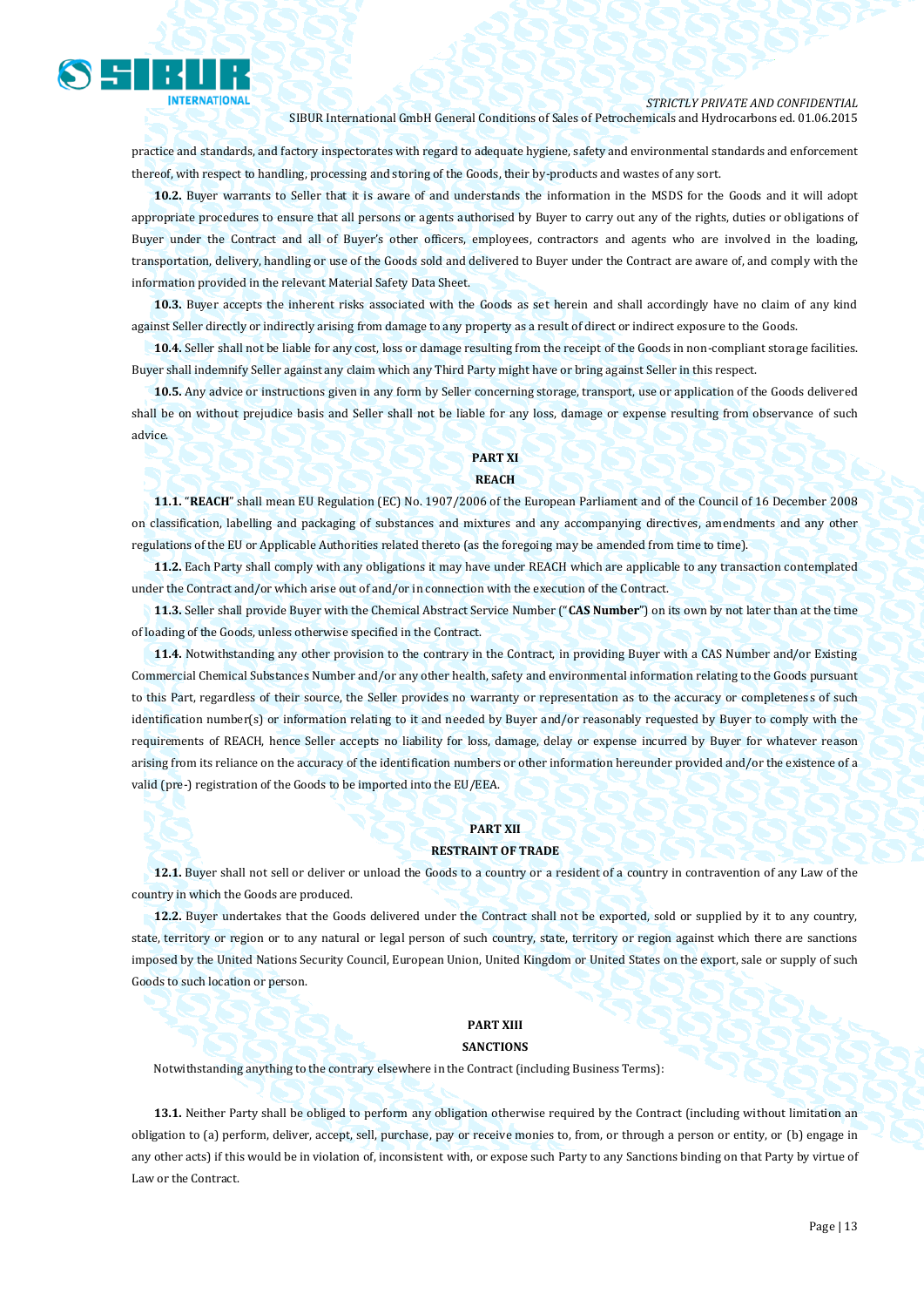practice and standards, and factory inspectorates with regard to adequate hygiene, safety and environmental standards and enforcement thereof, with respect to handling, processing and storing of the Goods, their by-products and wastes of any sort.

**10.2.** Buyer warrants to Seller that it is aware of and understands the information in the MSDS for the Goods and it will adopt appropriate procedures to ensure that all persons or agents authorised by Buyer to carry out any of the rights, duties or obligations of Buyer under the Contract and all of Buyer's other officers, employees, contractors and agents who are involved in the loading, transportation, delivery, handling or use of the Goods sold and delivered to Buyer under the Contract are aware of, and comply with the information provided in the relevant Material Safety Data Sheet.

**10.3.** Buyer accepts the inherent risks associated with the Goods as set herein and shall accordingly have no claim of any kind against Seller directly or indirectly arising from damage to any property as a result of direct or indirect exposure to the Goods.

**10.4.** Seller shall not be liable for any cost, loss or damage resulting from the receipt of the Goods in non-compliant storage facilities. Buyer shall indemnify Seller against any claim which any Third Party might have or bring against Seller in this respect.

**10.5.** Any advice or instructions given in any form by Seller concerning storage, transport, use or application of the Goods delivered shall be on without prejudice basis and Seller shall not be liable for any loss, damage or expense resulting from observance of such advice.

## PART XI

## REACH

**11.1.** "**REACH**" shall mean EU Regulation (EC) No. 1907/2006 of the European Parliament and of the Council of 16 December 2008 on classification, labelling and packaging of substances and mixtures and any accompanying directives, amendments and any other regulations of the EU or Applicable Authorities related thereto (as the foregoing may be amended from time to time).

**11.2.** Each Party shall comply with any obligations it may have under REACH which are applicable to any transaction contemplated under the Contract and/or which arise out of and/or in connection with the execution of the Contract.

**11.3.** Seller shall provide Buyer with the Chemical Abstract Service Number ("**CAS Number**") on its own by not later than at the time of loading of the Goods, unless otherwise specified in the Contract.

**11.4.** Notwithstanding any other provision to the contrary in the Contract, in providing Buyer with a CAS Number and/or Existing Commercial Chemical Substances Number and/or any other health, safety and environmental information relating to the Goods pursuant to this Part, regardless of their source, the Seller provides no warranty or representation as to the accuracy or completeness of such identification number(s) or information relating to it and needed by Buyer and/or reasonably requested by Buyer to comply with the requirements of REACH, hence Seller accepts no liability for loss, damage, delay or expense incurred by Buyer for whatever reason arising from its reliance on the accuracy of the identification numbers or other information hereunder provided and/or the existence of a valid (pre-) registration of the Goods to be imported into the EU/EEA.

## PART XII

## RESTRAINT OF TRADE

**12.1.** Buyer shall not sell or deliver or unload the Goods to a country or a resident of a country in contravention of any Law of the country in which the Goods are produced.

**12.2.** Buyer undertakes that the Goods delivered under the Contract shall not be exported, sold or supplied by it to any country, state, territory or region or to any natural or legal person of such country, state, territory or region against which there are sanctions imposed by the United Nations Security Council, European Union, United Kingdom or United States on the export, sale or supply of such Goods to such location or person.

## PART XIII

## SANCTIONS

Notwithstanding anything to the contrary elsewhere in the Contract (including Business Terms):

**13.1.** Neither Party shall be obliged to perform any obligation otherwise required by the Contract (including without limitation an obligation to (a) perform, deliver, accept, sell, purchase, pay or receive monies to, from, or through a person or entity, or (b) engage in any other acts) if this would be in violation of, inconsistent with, or expose such Party to any Sanctions binding on that Party by virtue of Law or the Contract.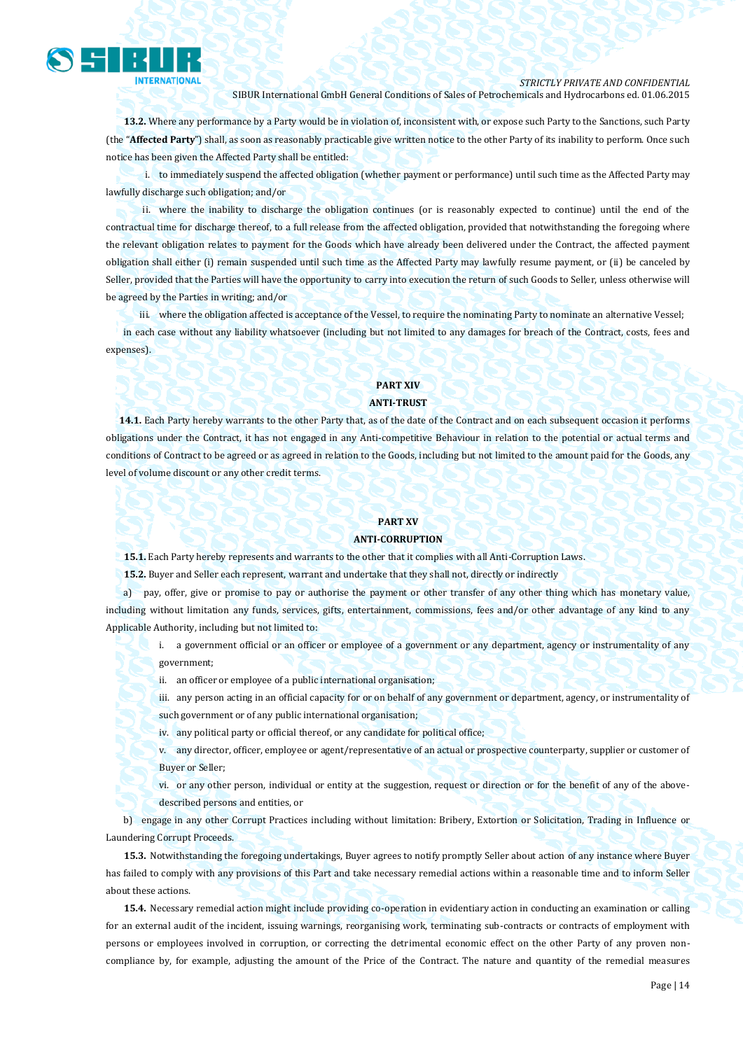**13.2.** Where any performance by a Party would be in violation of, inconsistent with, or expose such Party to the Sanctions, such Party (the "**Affected Party**") shall, as soon as reasonably practicable give written notice to the other Party of its inability to perform. Once such notice has been given the Affected Party shall be entitled:

i. to immediately suspend the affected obligation (whether payment or performance) until such time as the Affected Party may lawfully discharge such obligation; and/or

ii. where the inability to discharge the obligation continues (or is reasonably expected to continue) until the end of the contractual time for discharge thereof, to a full release from the affected obligation, provided that notwithstanding the foregoing where the relevant obligation relates to payment for the Goods which have already been delivered under the Contract, the affected payment obligation shall either (i) remain suspended until such time as the Affected Party may lawfully resume payment, or (ii) be canceled by Seller, provided that the Parties will have the opportunity to carry into execution the return of such Goods to Seller, unless otherwise will be agreed by the Parties in writing; and/or

iii. where the obligation affected is acceptance of the Vessel, to require the nominating Party to nominate an alternative Vessel;

in each case without any liability whatsoever (including but not limited to any damages for breach of the Contract, costs, fees and expenses).

## PART XIV
## ANTI-TRUST

**14.1.** Each Party hereby warrants to the other Party that, as of the date of the Contract and on each subsequent occasion it performs obligations under the Contract, it has not engaged in any Anti-competitive Behaviour in relation to the potential or actual terms and conditions of Contract to be agreed or as agreed in relation to the Goods, including but not limited to the amount paid for the Goods, any level of volume discount or any other credit terms.

## PART XV
## ANTI-CORRUPTION

**15.1.** Each Party hereby represents and warrants to the other that it complies with all Anti-Corruption Laws.

**15.2.** Buyer and Seller each represent, warrant and undertake that they shall not, directly or indirectly

a) pay, offer, give or promise to pay or authorise the payment or other transfer of any other thing which has monetary value, including without limitation any funds, services, gifts, entertainment, commissions, fees and/or other advantage of any kind to any Applicable Authority, including but not limited to:

i. a government official or an officer or employee of a government or any department, agency or instrumentality of any government;

ii. an officer or employee of a public international organisation;

iii. any person acting in an official capacity for or on behalf of any government or department, agency, or instrumentality of such government or of any public international organisation;

iv. any political party or official thereof, or any candidate for political office;

v. any director, officer, employee or agent/representative of an actual or prospective counterparty, supplier or customer of Buyer or Seller;

vi. or any other person, individual or entity at the suggestion, request or direction or for the benefit of any of the above-described persons and entities, or

b) engage in any other Corrupt Practices including without limitation: Bribery, Extortion or Solicitation, Trading in Influence or Laundering Corrupt Proceeds.

**15.3.** Notwithstanding the foregoing undertakings, Buyer agrees to notify promptly Seller about action of any instance where Buyer has failed to comply with any provisions of this Part and take necessary remedial actions within a reasonable time and to inform Seller about these actions.

**15.4.** Necessary remedial action might include providing co-operation in evidentiary action in conducting an examination or calling for an external audit of the incident, issuing warnings, reorganising work, terminating sub-contracts or contracts of employment with persons or employees involved in corruption, or correcting the detrimental economic effect on the other Party of any proven non-compliance by, for example, adjusting the amount of the Price of the Contract. The nature and quantity of the remedial measures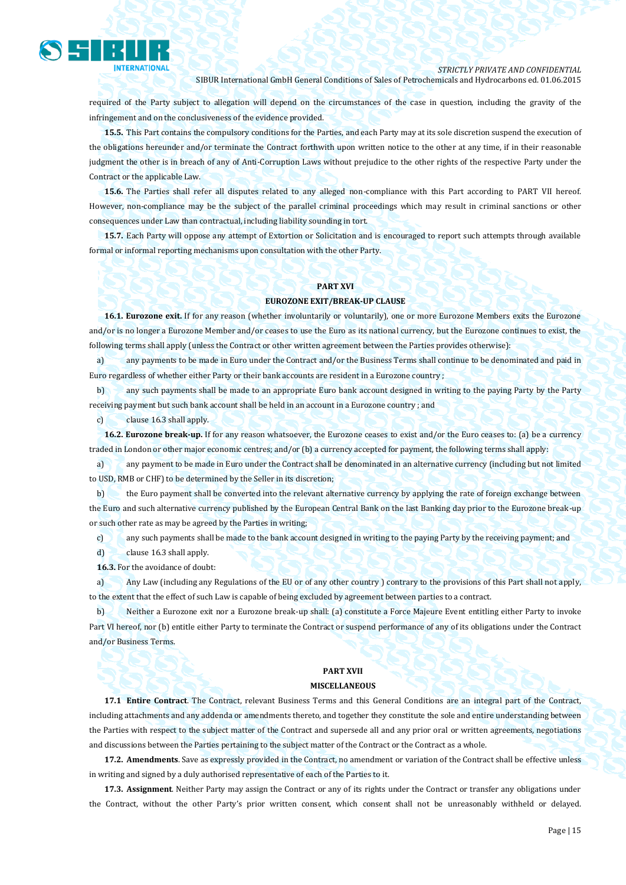required of the Party subject to allegation will depend on the circumstances of the case in question, including the gravity of the infringement and on the conclusiveness of the evidence provided.

**15.5.** This Part contains the compulsory conditions for the Parties, and each Party may at its sole discretion suspend the execution of the obligations hereunder and/or terminate the Contract forthwith upon written notice to the other at any time, if in their reasonable judgment the other is in breach of any of Anti-Corruption Laws without prejudice to the other rights of the respective Party under the Contract or the applicable Law.

**15.6.** The Parties shall refer all disputes related to any alleged non-compliance with this Part according to PART VII hereof. However, non-compliance may be the subject of the parallel criminal proceedings which may result in criminal sanctions or other consequences under Law than contractual, including liability sounding in tort.

**15.7.** Each Party will oppose any attempt of Extortion or Solicitation and is encouraged to report such attempts through available formal or informal reporting mechanisms upon consultation with the other Party.

## PART XVI

## EUROZONE EXIT/BREAK-UP CLAUSE

**16.1. Eurozone exit.** If for any reason (whether involuntarily or voluntarily), one or more Eurozone Members exits the Eurozone and/or is no longer a Eurozone Member and/or ceases to use the Euro as its national currency, but the Eurozone continues to exist, the following terms shall apply (unless the Contract or other written agreement between the Parties provides otherwise):

a) any payments to be made in Euro under the Contract and/or the Business Terms shall continue to be denominated and paid in Euro regardless of whether either Party or their bank accounts are resident in a Eurozone country ;

b) any such payments shall be made to an appropriate Euro bank account designed in writing to the paying Party by the Party receiving payment but such bank account shall be held in an account in a Eurozone country ; and

c) clause 16.3 shall apply.

**16.2. Eurozone break-up.** If for any reason whatsoever, the Eurozone ceases to exist and/or the Euro ceases to: (a) be a currency traded in London or other major economic centres; and/or (b) a currency accepted for payment, the following terms shall apply:

a) any payment to be made in Euro under the Contract shall be denominated in an alternative currency (including but not limited to USD, RMB or CHF) to be determined by the Seller in its discretion;

b) the Euro payment shall be converted into the relevant alternative currency by applying the rate of foreign exchange between the Euro and such alternative currency published by the European Central Bank on the last Banking day prior to the Eurozone break-up or such other rate as may be agreed by the Parties in writing;

c) any such payments shall be made to the bank account designed in writing to the paying Party by the receiving payment; and

d) clause 16.3 shall apply.

**16.3.** For the avoidance of doubt:

a) Any Law (including any Regulations of the EU or of any other country ) contrary to the provisions of this Part shall not apply, to the extent that the effect of such Law is capable of being excluded by agreement between parties to a contract.

b) Neither a Eurozone exit nor a Eurozone break-up shall: (a) constitute a Force Majeure Event entitling either Party to invoke Part VI hereof, nor (b) entitle either Party to terminate the Contract or suspend performance of any of its obligations under the Contract and/or Business Terms.

## PART XVII

## MISCELLANEOUS

**17.1 Entire Contract**. The Contract, relevant Business Terms and this General Conditions are an integral part of the Contract, including attachments and any addenda or amendments thereto, and together they constitute the sole and entire understanding between the Parties with respect to the subject matter of the Contract and supersede all and any prior oral or written agreements, negotiations and discussions between the Parties pertaining to the subject matter of the Contract or the Contract as a whole.

**17.2. Amendments**. Save as expressly provided in the Contract, no amendment or variation of the Contract shall be effective unless in writing and signed by a duly authorised representative of each of the Parties to it.

**17.3. Assignment**. Neither Party may assign the Contract or any of its rights under the Contract or transfer any obligations under the Contract, without the other Party's prior written consent, which consent shall not be unreasonably withheld or delayed.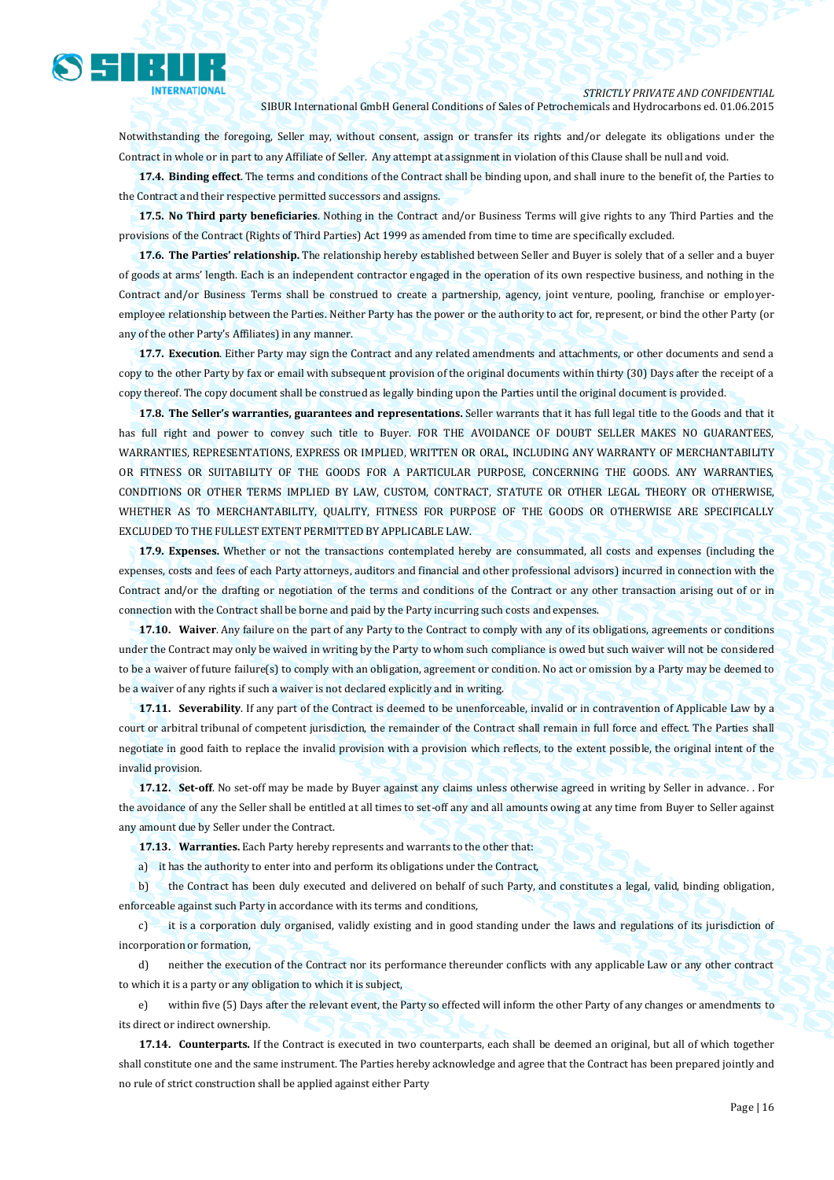Notwithstanding the foregoing, Seller may, without consent, assign or transfer its rights and/or delegate its obligations under the Contract in whole or in part to any Affiliate of Seller. Any attempt at assignment in violation of this Clause shall be null and void.

**17.4. Binding effect**. The terms and conditions of the Contract shall be binding upon, and shall inure to the benefit of, the Parties to the Contract and their respective permitted successors and assigns.

**17.5. No Third party beneficiaries**. Nothing in the Contract and/or Business Terms will give rights to any Third Parties and the provisions of the Contract (Rights of Third Parties) Act 1999 as amended from time to time are specifically excluded.

**17.6. The Parties' relationship.** The relationship hereby established between Seller and Buyer is solely that of a seller and a buyer of goods at arms' length. Each is an independent contractor engaged in the operation of its own respective business, and nothing in the Contract and/or Business Terms shall be construed to create a partnership, agency, joint venture, pooling, franchise or employer-employee relationship between the Parties. Neither Party has the power or the authority to act for, represent, or bind the other Party (or any of the other Party's Affiliates) in any manner.

**17.7. Execution**. Either Party may sign the Contract and any related amendments and attachments, or other documents and send a copy to the other Party by fax or email with subsequent provision of the original documents within thirty (30) Days after the receipt of a copy thereof. The copy document shall be construed as legally binding upon the Parties until the original document is provided.

**17.8. The Seller's warranties, guarantees and representations.** Seller warrants that it has full legal title to the Goods and that it has full right and power to convey such title to Buyer. FOR THE AVOIDANCE OF DOUBT SELLER MAKES NO GUARANTEES, WARRANTIES, REPRESENTATIONS, EXPRESS OR IMPLIED, WRITTEN OR ORAL, INCLUDING ANY WARRANTY OF MERCHANTABILITY OR FITNESS OR SUITABILITY OF THE GOODS FOR A PARTICULAR PURPOSE, CONCERNING THE GOODS. ANY WARRANTIES, CONDITIONS OR OTHER TERMS IMPLIED BY LAW, CUSTOM, CONTRACT, STATUTE OR OTHER LEGAL THEORY OR OTHERWISE, WHETHER AS TO MERCHANTABILITY, QUALITY, FITNESS FOR PURPOSE OF THE GOODS OR OTHERWISE ARE SPECIFICALLY EXCLUDED TO THE FULLEST EXTENT PERMITTED BY APPLICABLE LAW.

**17.9. Expenses.** Whether or not the transactions contemplated hereby are consummated, all costs and expenses (including the expenses, costs and fees of each Party attorneys, auditors and financial and other professional advisors) incurred in connection with the Contract and/or the drafting or negotiation of the terms and conditions of the Contract or any other transaction arising out of or in connection with the Contract shall be borne and paid by the Party incurring such costs and expenses.

**17.10. Waiver**. Any failure on the part of any Party to the Contract to comply with any of its obligations, agreements or conditions under the Contract may only be waived in writing by the Party to whom such compliance is owed but such waiver will not be considered to be a waiver of future failure(s) to comply with an obligation, agreement or condition. No act or omission by a Party may be deemed to be a waiver of any rights if such a waiver is not declared explicitly and in writing.

**17.11. Severability**. If any part of the Contract is deemed to be unenforceable, invalid or in contravention of Applicable Law by a court or arbitral tribunal of competent jurisdiction, the remainder of the Contract shall remain in full force and effect. The Parties shall negotiate in good faith to replace the invalid provision with a provision which reflects, to the extent possible, the original intent of the invalid provision.

**17.12. Set-off**. No set-off may be made by Buyer against any claims unless otherwise agreed in writing by Seller in advance. . For the avoidance of any the Seller shall be entitled at all times to set-off any and all amounts owing at any time from Buyer to Seller against any amount due by Seller under the Contract.

**17.13. Warranties.** Each Party hereby represents and warrants to the other that:

a) it has the authority to enter into and perform its obligations under the Contract,

b) the Contract has been duly executed and delivered on behalf of such Party, and constitutes a legal, valid, binding obligation, enforceable against such Party in accordance with its terms and conditions,

c) it is a corporation duly organised, validly existing and in good standing under the laws and regulations of its jurisdiction of incorporation or formation,

d) neither the execution of the Contract nor its performance thereunder conflicts with any applicable Law or any other contract to which it is a party or any obligation to which it is subject,

e) within five (5) Days after the relevant event, the Party so effected will inform the other Party of any changes or amendments to its direct or indirect ownership.

**17.14. Counterparts.** If the Contract is executed in two counterparts, each shall be deemed an original, but all of which together shall constitute one and the same instrument. The Parties hereby acknowledge and agree that the Contract has been prepared jointly and no rule of strict construction shall be applied against either Party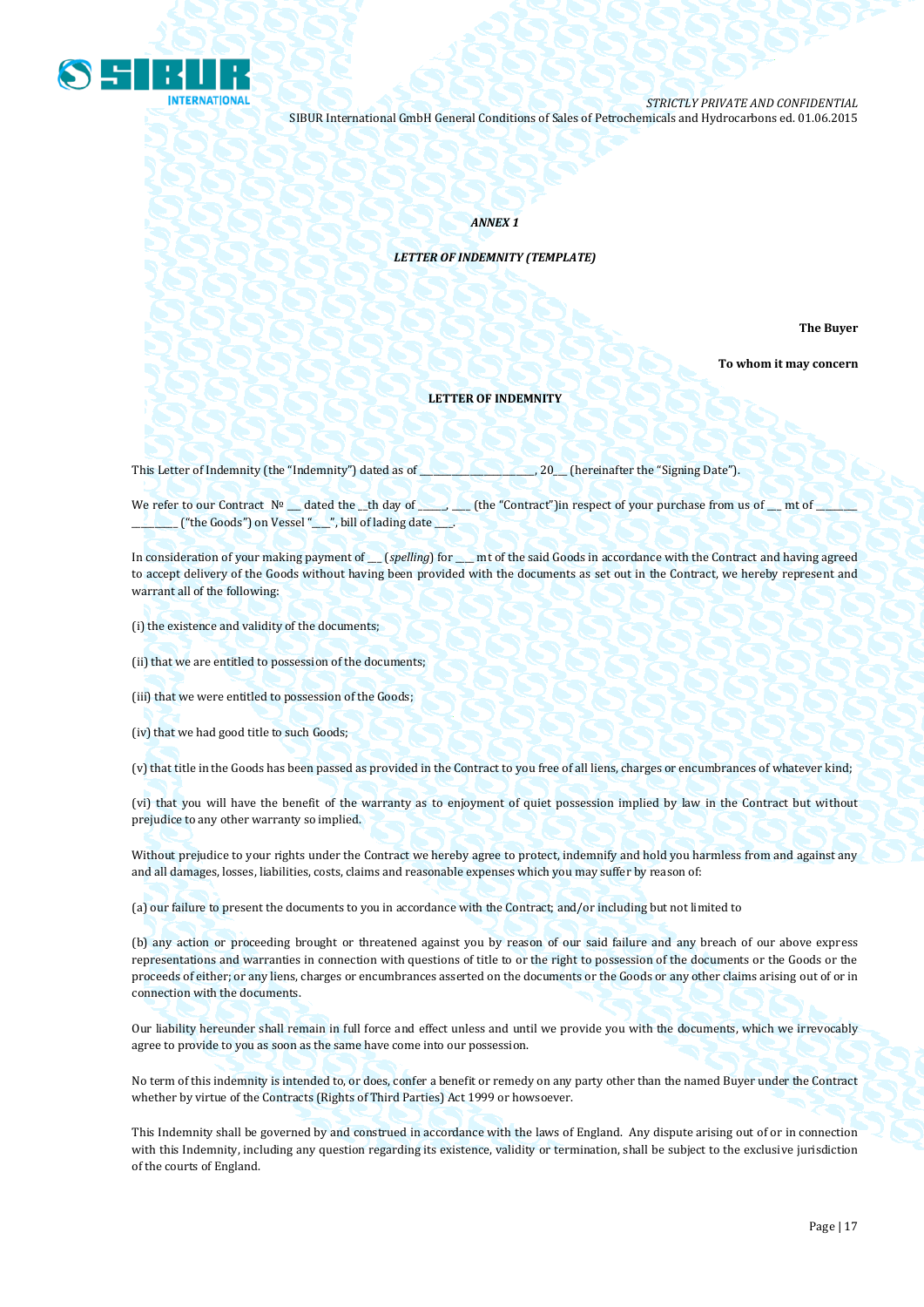*ANNEX 1*

***LETTER OF INDEMNITY (TEMPLATE)***

**The Buyer**

**To whom it may concern**

**LETTER OF INDEMNITY**

This Letter of Indemnity (the "Indemnity") dated as of _______________________, 20___ (hereinafter the "Signing Date").

We refer to our Contract № ___ dated the __th day of ______, ____ (the "Contract")in respect of your purchase from us of ___ mt of ________ _________ ("the Goods") on Vessel "___", bill of lading date ___.

In consideration of your making payment of ___ (*spelling*) for ____ mt of the said Goods in accordance with the Contract and having agreed to accept delivery of the Goods without having been provided with the documents as set out in the Contract, we hereby represent and warrant all of the following:

(i) the existence and validity of the documents;

(ii) that we are entitled to possession of the documents;

(iii) that we were entitled to possession of the Goods;

(iv) that we had good title to such Goods;

(v) that title in the Goods has been passed as provided in the Contract to you free of all liens, charges or encumbrances of whatever kind;

(vi) that you will have the benefit of the warranty as to enjoyment of quiet possession implied by law in the Contract but without prejudice to any other warranty so implied.

Without prejudice to your rights under the Contract we hereby agree to protect, indemnify and hold you harmless from and against any and all damages, losses, liabilities, costs, claims and reasonable expenses which you may suffer by reason of:

(a) our failure to present the documents to you in accordance with the Contract; and/or including but not limited to

(b) any action or proceeding brought or threatened against you by reason of our said failure and any breach of our above express representations and warranties in connection with questions of title to or the right to possession of the documents or the Goods or the proceeds of either; or any liens, charges or encumbrances asserted on the documents or the Goods or any other claims arising out of or in connection with the documents.

Our liability hereunder shall remain in full force and effect unless and until we provide you with the documents, which we irrevocably agree to provide to you as soon as the same have come into our possession.

No term of this indemnity is intended to, or does, confer a benefit or remedy on any party other than the named Buyer under the Contract whether by virtue of the Contracts (Rights of Third Parties) Act 1999 or howsoever.

This Indemnity shall be governed by and construed in accordance with the laws of England. Any dispute arising out of or in connection with this Indemnity, including any question regarding its existence, validity or termination, shall be subject to the exclusive jurisdiction of the courts of England.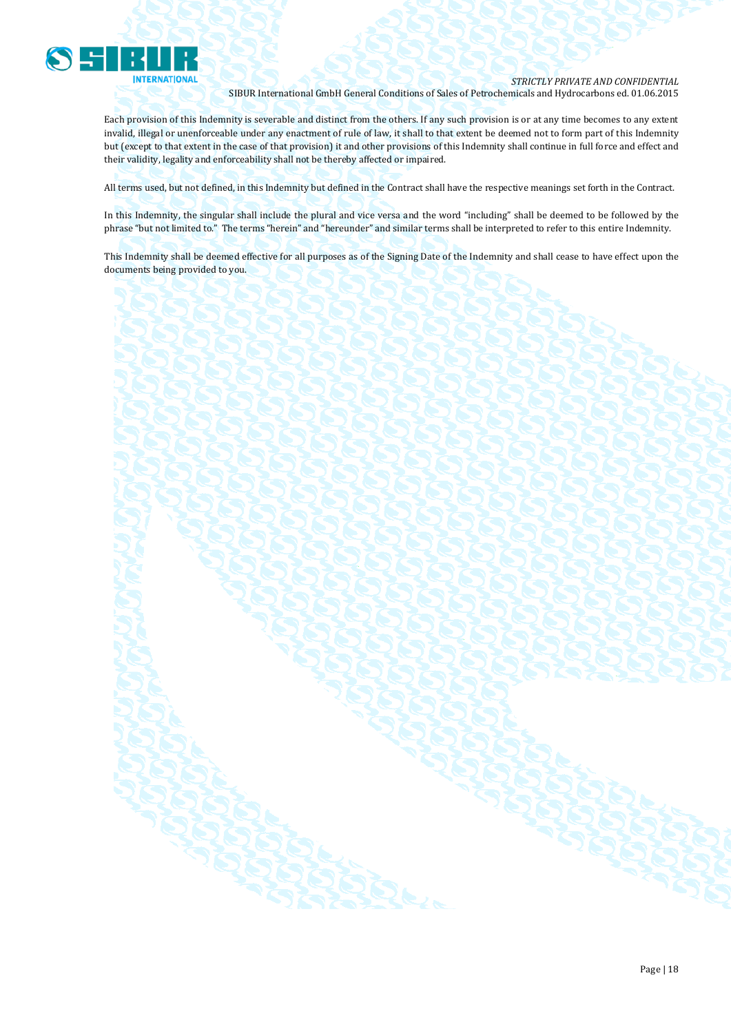Each provision of this Indemnity is severable and distinct from the others. If any such provision is or at any time becomes to any extent invalid, illegal or unenforceable under any enactment of rule of law, it shall to that extent be deemed not to form part of this Indemnity but (except to that extent in the case of that provision) it and other provisions of this Indemnity shall continue in full force and effect and their validity, legality and enforceability shall not be thereby affected or impaired.

All terms used, but not defined, in this Indemnity but defined in the Contract shall have the respective meanings set forth in the Contract.

In this Indemnity, the singular shall include the plural and vice versa and the word "including" shall be deemed to be followed by the phrase "but not limited to." The terms "herein" and "hereunder" and similar terms shall be interpreted to refer to this entire Indemnity.

This Indemnity shall be deemed effective for all purposes as of the Signing Date of the Indemnity and shall cease to have effect upon the documents being provided to you.